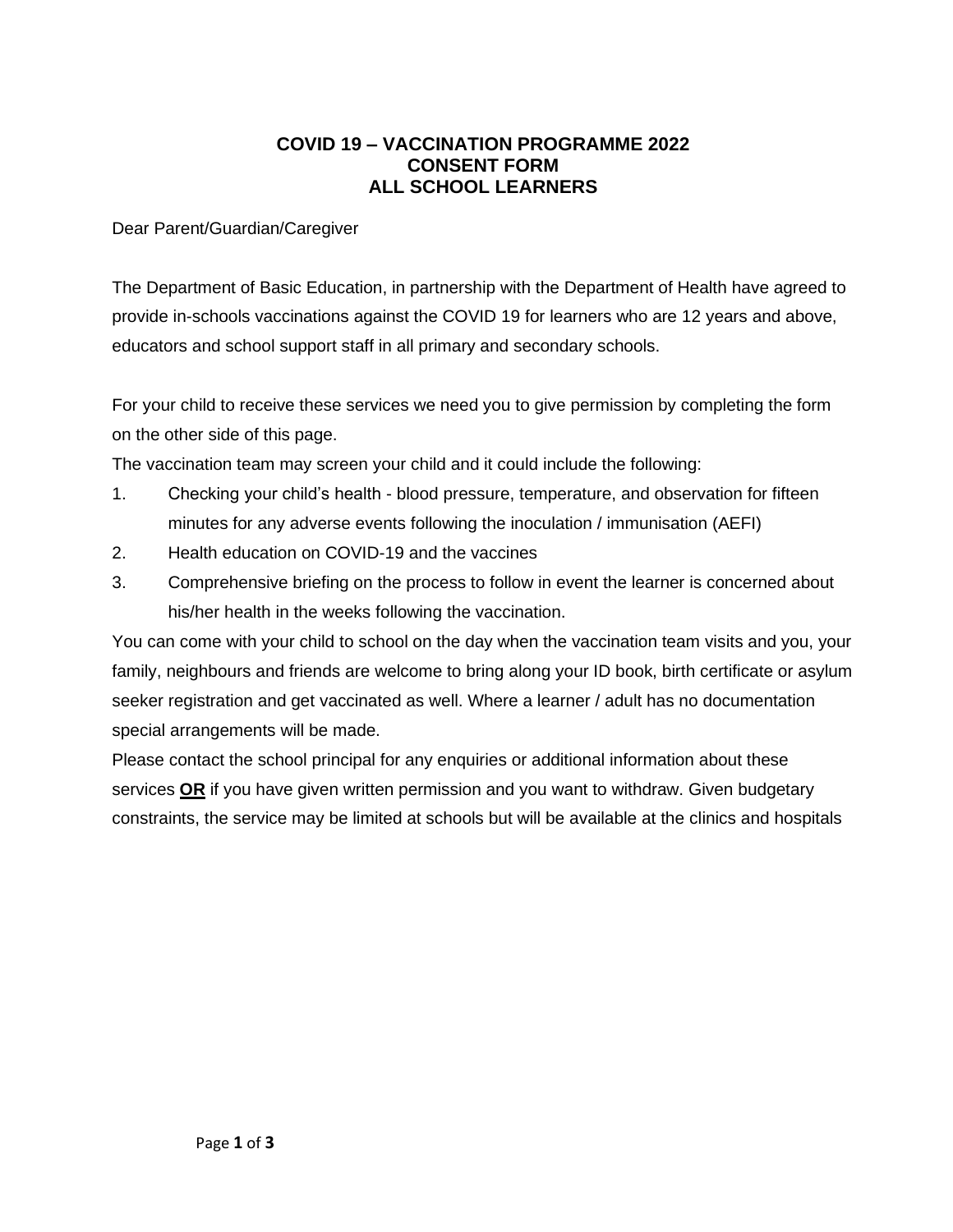# COVID 19 – VACCINATION PROGRAMME 2022
## CONSENT FORM
## ALL SCHOOL LEARNERS

Dear Parent/Guardian/Caregiver

The Department of Basic Education, in partnership with the Department of Health have agreed to provide in-schools vaccinations against the COVID 19 for learners who are 12 years and above, educators and school support staff in all primary and secondary schools.

For your child to receive these services we need you to give permission by completing the form on the other side of this page.

The vaccination team may screen your child and it could include the following:

1. Checking your child's health - blood pressure, temperature, and observation for fifteen minutes for any adverse events following the inoculation / immunisation (AEFI)
2. Health education on COVID-19 and the vaccines
3. Comprehensive briefing on the process to follow in event the learner is concerned about his/her health in the weeks following the vaccination.

You can come with your child to school on the day when the vaccination team visits and you, your family, neighbours and friends are welcome to bring along your ID book, birth certificate or asylum seeker registration and get vaccinated as well. Where a learner / adult has no documentation special arrangements will be made.

Please contact the school principal for any enquiries or additional information about these services **OR** if you have given written permission and you want to withdraw. Given budgetary constraints, the service may be limited at schools but will be available at the clinics and hospitals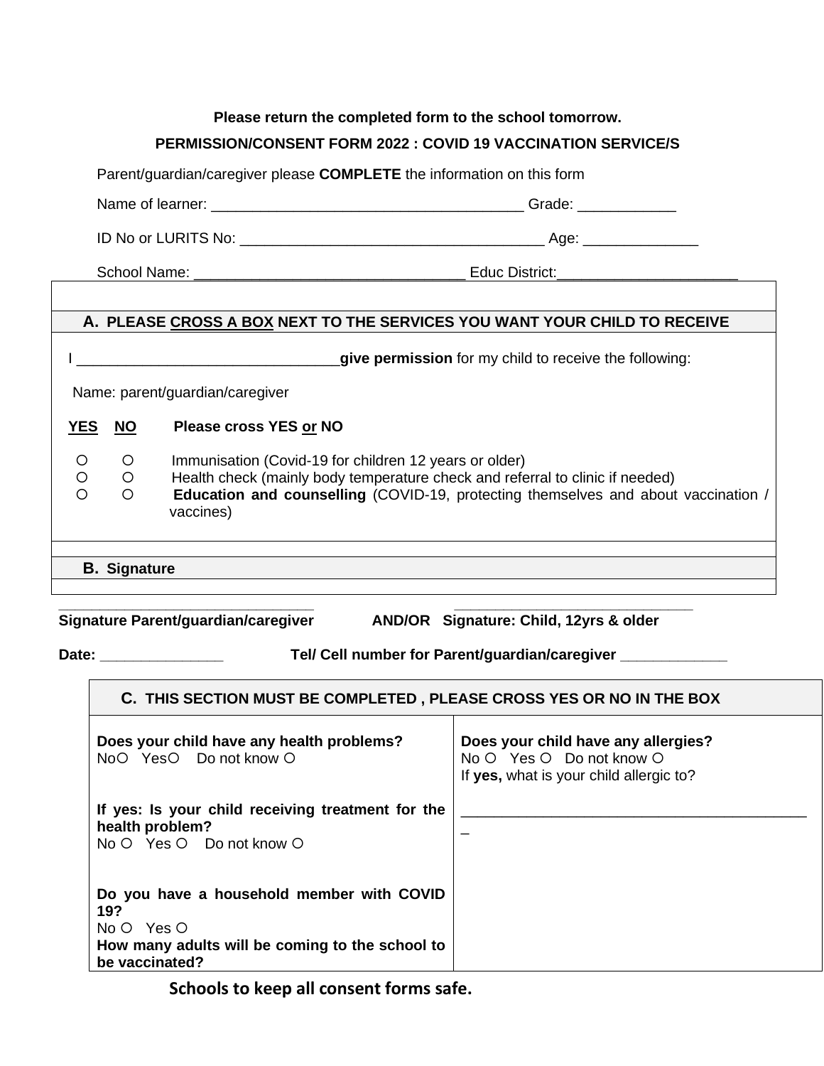**Please return the completed form to the school tomorrow.**

**PERMISSION/CONSENT FORM 2022 : COVID 19 VACCINATION SERVICE/S**

Parent/guardian/caregiver please **COMPLETE** the information on this form

Name of learner: ______________________________________ Grade: ___________

ID No or LURITS No: _____________________________________ Age: _____________

School Name: _________________________________ Educ District:______________________

**A. PLEASE CROSS A BOX NEXT TO THE SERVICES YOU WANT YOUR CHILD TO RECEIVE**

I ________________________________**give permission** for my child to receive the following:

Name: parent/guardian/caregiver

| **YES** | **NO** | **Please cross YES or NO** |
|---|---|---|
| ○ | ○ | Immunisation (Covid-19 for children 12 years or older) |
| ○ | ○ | Health check (mainly body temperature check and referral to clinic if needed) |
| ○ | ○ | **Education and counselling** (COVID-19, protecting themselves and about vaccination / vaccines) |

**B. Signature**

_______________________________ _______________________________

**Signature Parent/guardian/caregiver AND/OR Signature: Child, 12yrs & older**

**Date:** _______________ **Tel/ Cell number for Parent/guardian/caregiver** _____________

**C. THIS SECTION MUST BE COMPLETED , PLEASE CROSS YES OR NO IN THE BOX**

| | |
|---|---|
| **Does your child have any health problems?**<br>No○ Yes○ Do not know ○<br><br>**If yes: Is your child receiving treatment for the health problem?**<br>No ○ Yes ○ Do not know ○<br><br>**Do you have a household member with COVID 19?**<br>No ○ Yes ○<br>**How many adults will be coming to the school to be vaccinated?** | **Does your child have any allergies?**<br>No ○ Yes ○ Do not know ○<br>If **yes,** what is your child allergic to?<br><br>__________________________________________ |

**Schools to keep all consent forms safe.**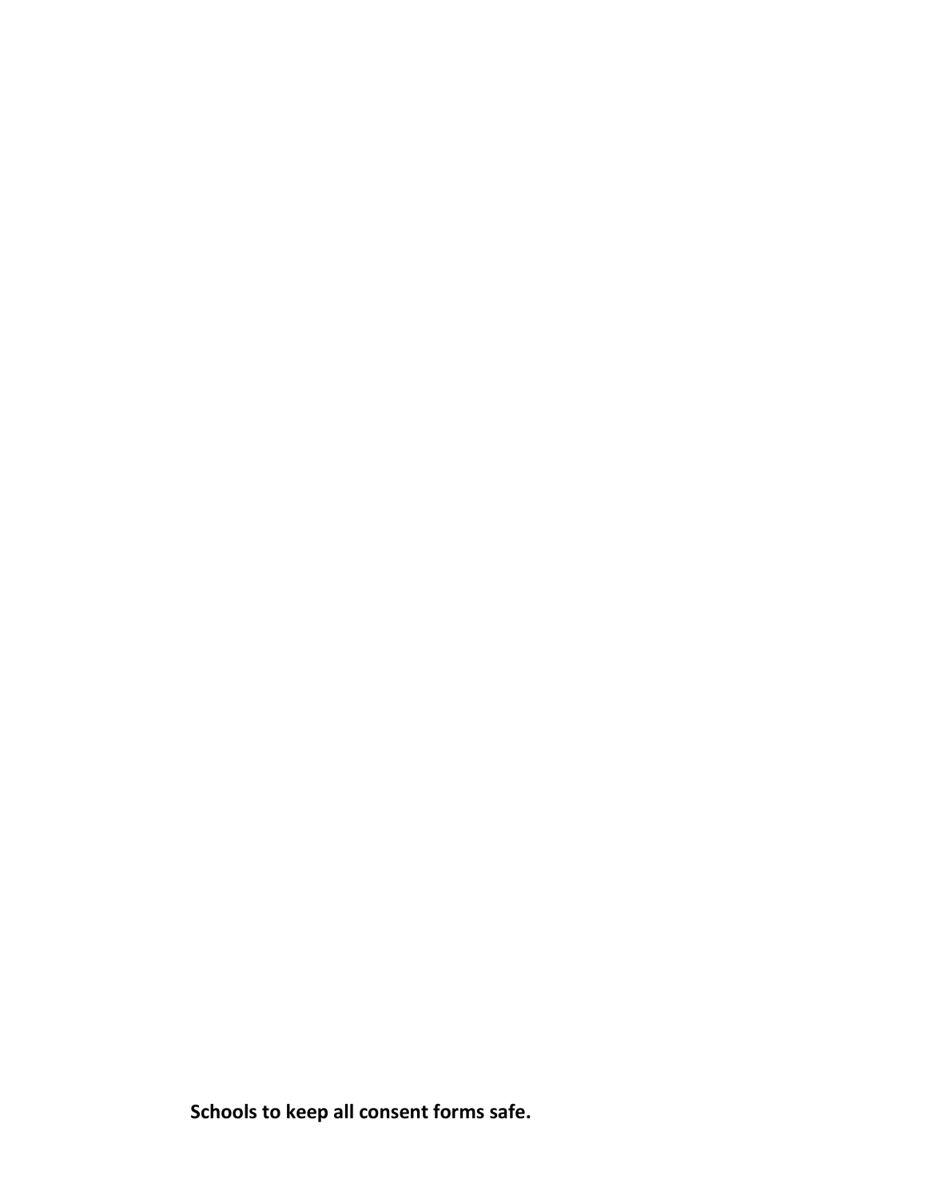**Schools to keep all consent forms safe.**